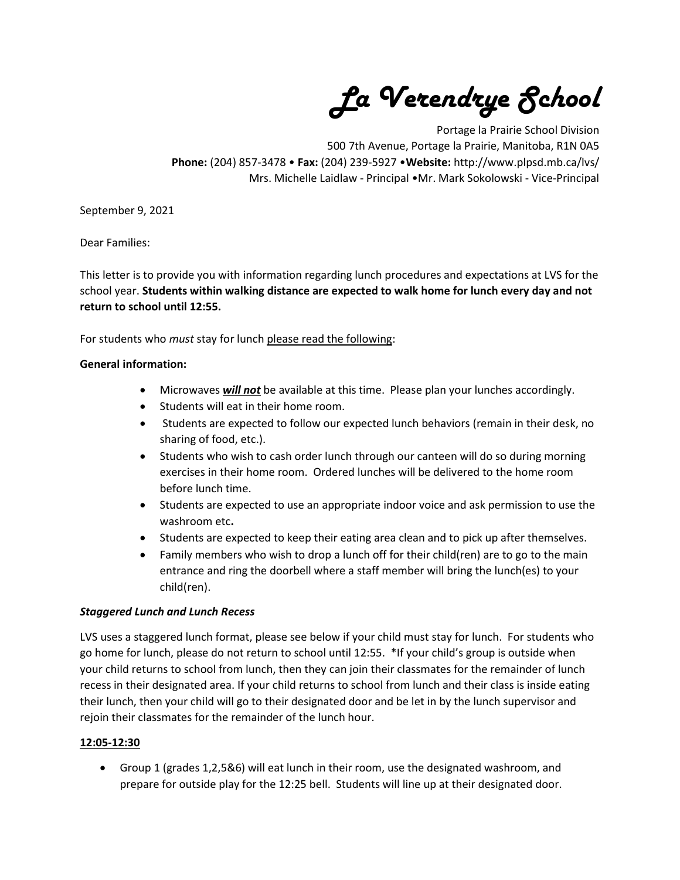# La Verendrye School

Portage la Prairie School Division
500 7th Avenue, Portage la Prairie, Manitoba, R1N 0A5
**Phone:** (204) 857-3478 • **Fax:** (204) 239-5927 •**Website:** http://www.plpsd.mb.ca/lvs/
Mrs. Michelle Laidlaw - Principal •Mr. Mark Sokolowski - Vice-Principal

September 9, 2021

Dear Families:

This letter is to provide you with information regarding lunch procedures and expectations at LVS for the school year. **Students within walking distance are expected to walk home for lunch every day and not return to school until 12:55.**

For students who *must* stay for lunch please read the following:

**General information:**

- Microwaves ***will not*** be available at this time. Please plan your lunches accordingly.
- Students will eat in their home room.
- Students are expected to follow our expected lunch behaviors (remain in their desk, no sharing of food, etc.).
- Students who wish to cash order lunch through our canteen will do so during morning exercises in their home room. Ordered lunches will be delivered to the home room before lunch time.
- Students are expected to use an appropriate indoor voice and ask permission to use the washroom etc**.**
- Students are expected to keep their eating area clean and to pick up after themselves.
- Family members who wish to drop a lunch off for their child(ren) are to go to the main entrance and ring the doorbell where a staff member will bring the lunch(es) to your child(ren).

***Staggered Lunch and Lunch Recess***

LVS uses a staggered lunch format, please see below if your child must stay for lunch. For students who go home for lunch, please do not return to school until 12:55. *If your child's group is outside when your child returns to school from lunch, then they can join their classmates for the remainder of lunch recess in their designated area. If your child returns to school from lunch and their class is inside eating their lunch, then your child will go to their designated door and be let in by the lunch supervisor and rejoin their classmates for the remainder of the lunch hour.

**12:05-12:30**

- Group 1 (grades 1,2,5&6) will eat lunch in their room, use the designated washroom, and prepare for outside play for the 12:25 bell. Students will line up at their designated door.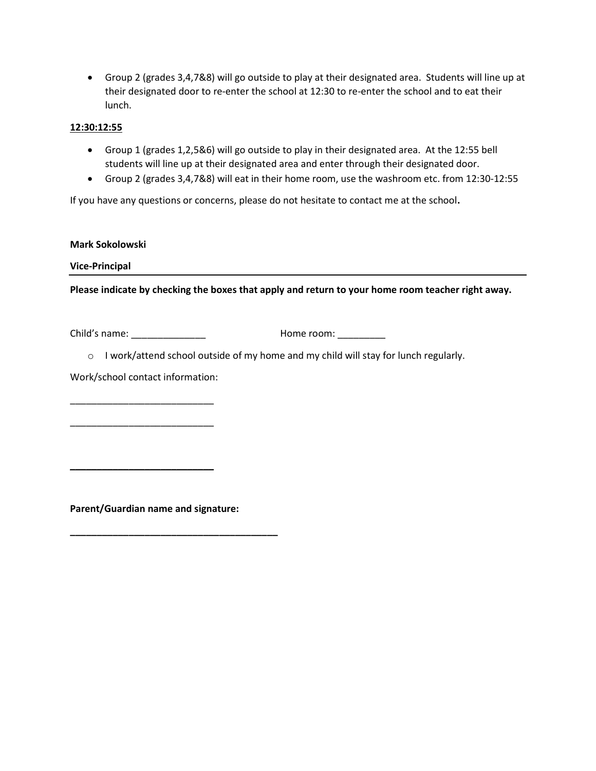- Group 2 (grades 3,4,7&8) will go outside to play at their designated area. Students will line up at their designated door to re-enter the school at 12:30 to re-enter the school and to eat their lunch.

**12:30:12:55**

- Group 1 (grades 1,2,5&6) will go outside to play in their designated area. At the 12:55 bell students will line up at their designated area and enter through their designated door.
- Group 2 (grades 3,4,7&8) will eat in their home room, use the washroom etc. from 12:30-12:55

If you have any questions or concerns, please do not hesitate to contact me at the school.

**Mark Sokolowski**

**Vice-Principal**

---

**Please indicate by checking the boxes that apply and return to your home room teacher right away.**

Child's name: ______________ Home room: _________

- ○ I work/attend school outside of my home and my child will stay for lunch regularly.

Work/school contact information:

___________________________

___________________________

___________________________

**Parent/Guardian name and signature:**

________________________________________